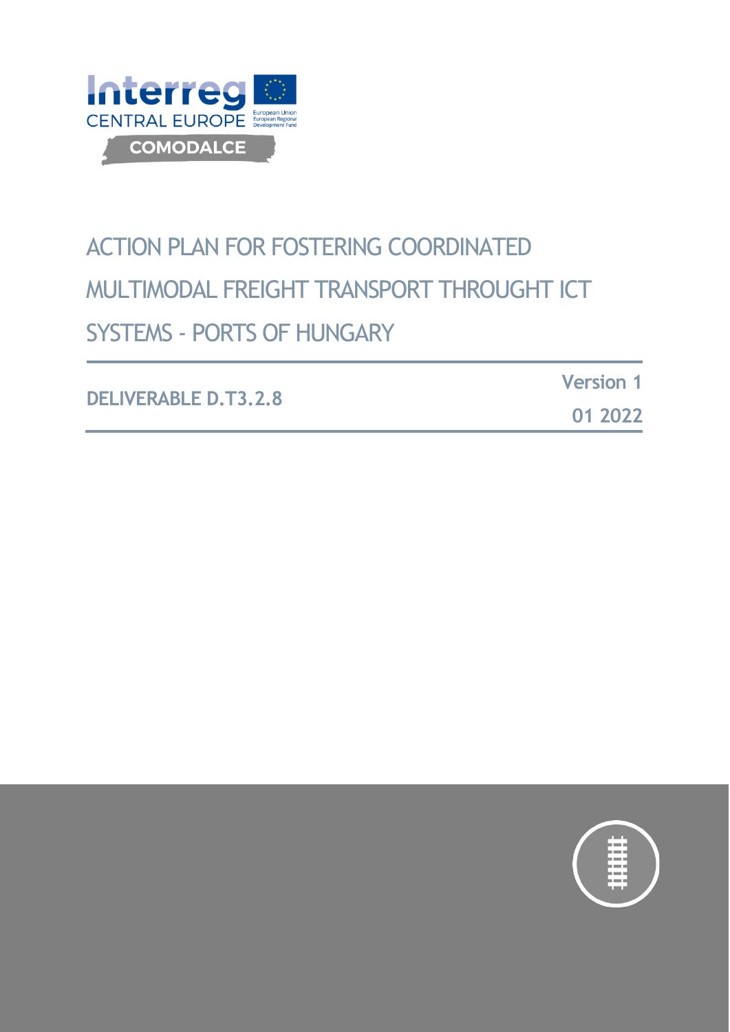Interreg CENTRAL EUROPE

European Union
European Regional Development Fund

COMODALCE

# ACTION PLAN FOR FOSTERING COORDINATED MULTIMODAL FREIGHT TRANSPORT THROUGHT ICT SYSTEMS - PORTS OF HUNGARY

**DELIVERABLE D.T3.2.8**

**Version 1**

**01 2022**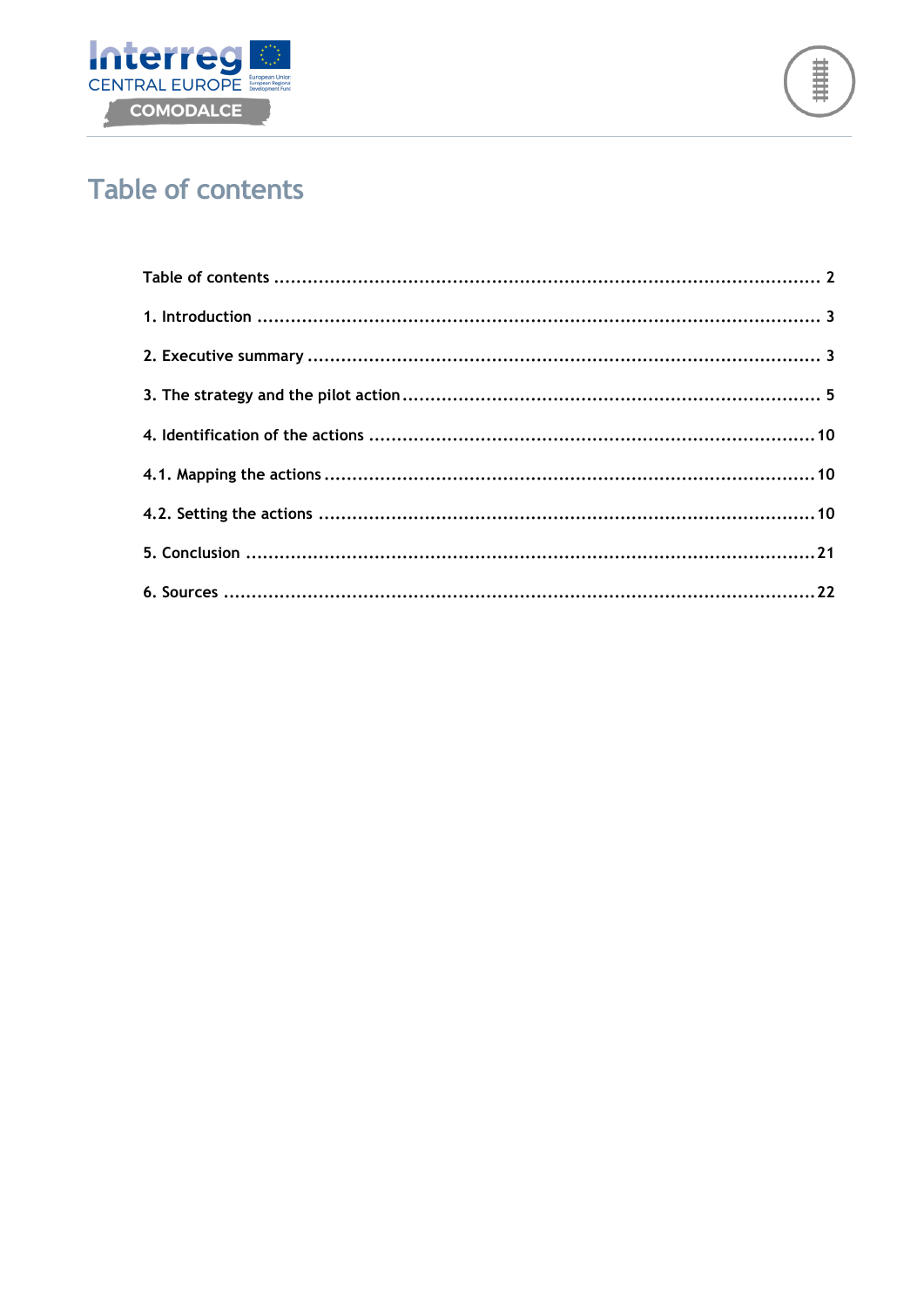# Table of contents

Table of contents ........................................................................................................ 2

1. Introduction ........................................................................................................... 3

2. Executive summary .................................................................................................. 3

3. The strategy and the pilot action ................................................................................ 5

4. Identification of the actions ...................................................................................... 10

4.1. Mapping the actions ............................................................................................. 10

4.2. Setting the actions ............................................................................................... 10

5. Conclusion ........................................................................................................... 21

6. Sources ............................................................................................................... 22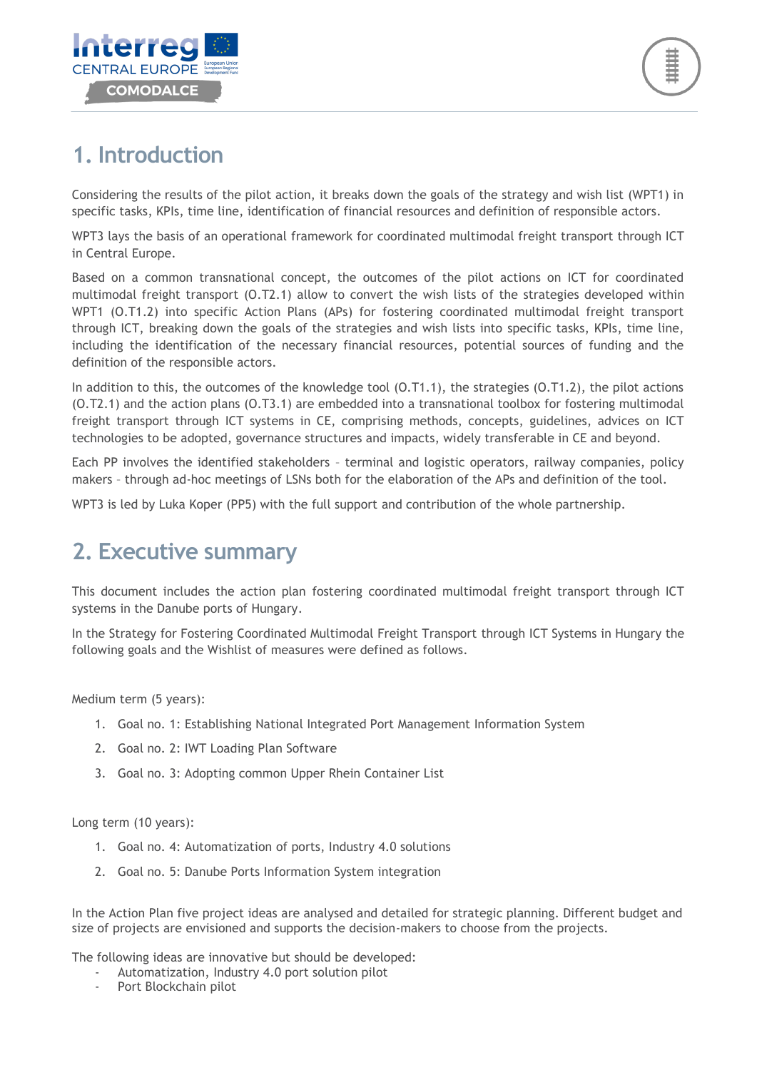# 1. Introduction

Considering the results of the pilot action, it breaks down the goals of the strategy and wish list (WPT1) in specific tasks, KPIs, time line, identification of financial resources and definition of responsible actors.

WPT3 lays the basis of an operational framework for coordinated multimodal freight transport through ICT in Central Europe.

Based on a common transnational concept, the outcomes of the pilot actions on ICT for coordinated multimodal freight transport (O.T2.1) allow to convert the wish lists of the strategies developed within WPT1 (O.T1.2) into specific Action Plans (APs) for fostering coordinated multimodal freight transport through ICT, breaking down the goals of the strategies and wish lists into specific tasks, KPIs, time line, including the identification of the necessary financial resources, potential sources of funding and the definition of the responsible actors.

In addition to this, the outcomes of the knowledge tool (O.T1.1), the strategies (O.T1.2), the pilot actions (O.T2.1) and the action plans (O.T3.1) are embedded into a transnational toolbox for fostering multimodal freight transport through ICT systems in CE, comprising methods, concepts, guidelines, advices on ICT technologies to be adopted, governance structures and impacts, widely transferable in CE and beyond.

Each PP involves the identified stakeholders – terminal and logistic operators, railway companies, policy makers – through ad-hoc meetings of LSNs both for the elaboration of the APs and definition of the tool.

WPT3 is led by Luka Koper (PP5) with the full support and contribution of the whole partnership.

# 2. Executive summary

This document includes the action plan fostering coordinated multimodal freight transport through ICT systems in the Danube ports of Hungary.

In the Strategy for Fostering Coordinated Multimodal Freight Transport through ICT Systems in Hungary the following goals and the Wishlist of measures were defined as follows.

Medium term (5 years):

1. Goal no. 1: Establishing National Integrated Port Management Information System
2. Goal no. 2: IWT Loading Plan Software
3. Goal no. 3: Adopting common Upper Rhein Container List

Long term (10 years):

1. Goal no. 4: Automatization of ports, Industry 4.0 solutions
2. Goal no. 5: Danube Ports Information System integration

In the Action Plan five project ideas are analysed and detailed for strategic planning. Different budget and size of projects are envisioned and supports the decision-makers to choose from the projects.

The following ideas are innovative but should be developed:

- Automatization, Industry 4.0 port solution pilot
- Port Blockchain pilot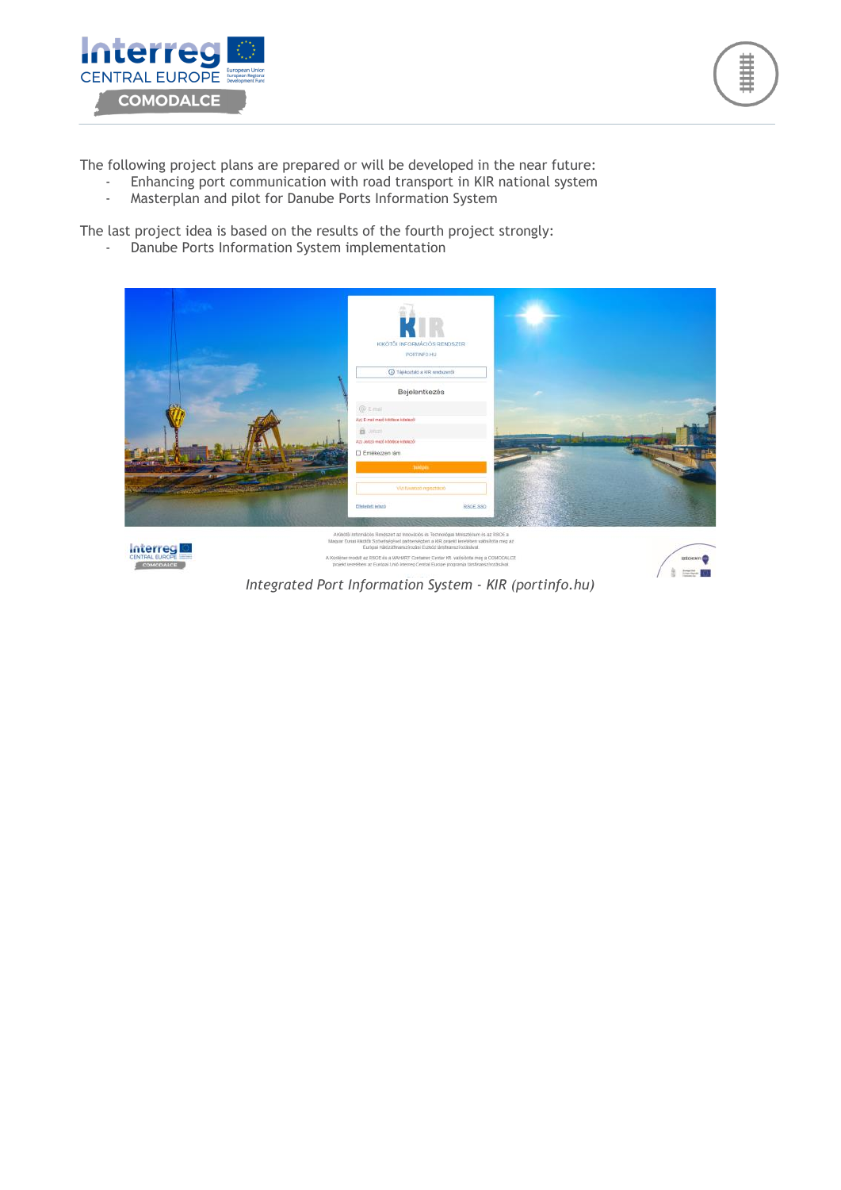The following project plans are prepared or will be developed in the near future:

- Enhancing port communication with road transport in KIR national system
- Masterplan and pilot for Danube Ports Information System

The last project idea is based on the results of the fourth project strongly:

- Danube Ports Information System implementation

*Integrated Port Information System - KIR (portinfo.hu)*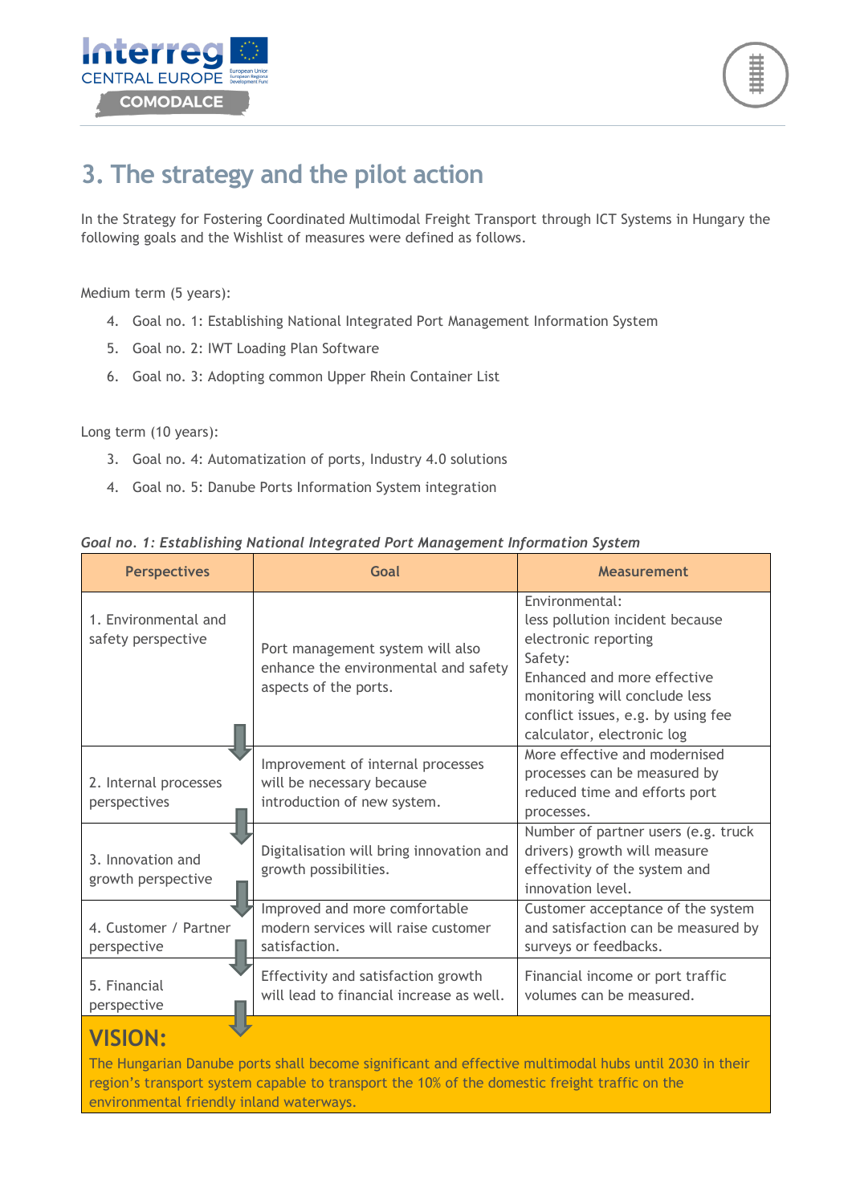# 3. The strategy and the pilot action

In the Strategy for Fostering Coordinated Multimodal Freight Transport through ICT Systems in Hungary the following goals and the Wishlist of measures were defined as follows.

Medium term (5 years):

4. Goal no. 1: Establishing National Integrated Port Management Information System
5. Goal no. 2: IWT Loading Plan Software
6. Goal no. 3: Adopting common Upper Rhein Container List

Long term (10 years):

3. Goal no. 4: Automatization of ports, Industry 4.0 solutions
4. Goal no. 5: Danube Ports Information System integration

***Goal no. 1: Establishing National Integrated Port Management Information System***

| Perspectives | Goal | Measurement |
|---|---|---|
| 1. Environmental and safety perspective | Port management system will also enhance the environmental and safety aspects of the ports. | Environmental:<br>less pollution incident because electronic reporting<br>Safety:<br>Enhanced and more effective monitoring will conclude less conflict issues, e.g. by using fee calculator, electronic log |
| 2. Internal processes perspectives | Improvement of internal processes will be necessary because introduction of new system. | More effective and modernised processes can be measured by reduced time and efforts port processes. |
| 3. Innovation and growth perspective | Digitalisation will bring innovation and growth possibilities. | Number of partner users (e.g. truck drivers) growth will measure effectivity of the system and innovation level. |
| 4. Customer / Partner perspective | Improved and more comfortable modern services will raise customer satisfaction. | Customer acceptance of the system and satisfaction can be measured by surveys or feedbacks. |
| 5. Financial perspective | Effectivity and satisfaction growth will lead to financial increase as well. | Financial income or port traffic volumes can be measured. |

**VISION:**

The Hungarian Danube ports shall become significant and effective multimodal hubs until 2030 in their region's transport system capable to transport the 10% of the domestic freight traffic on the environmental friendly inland waterways.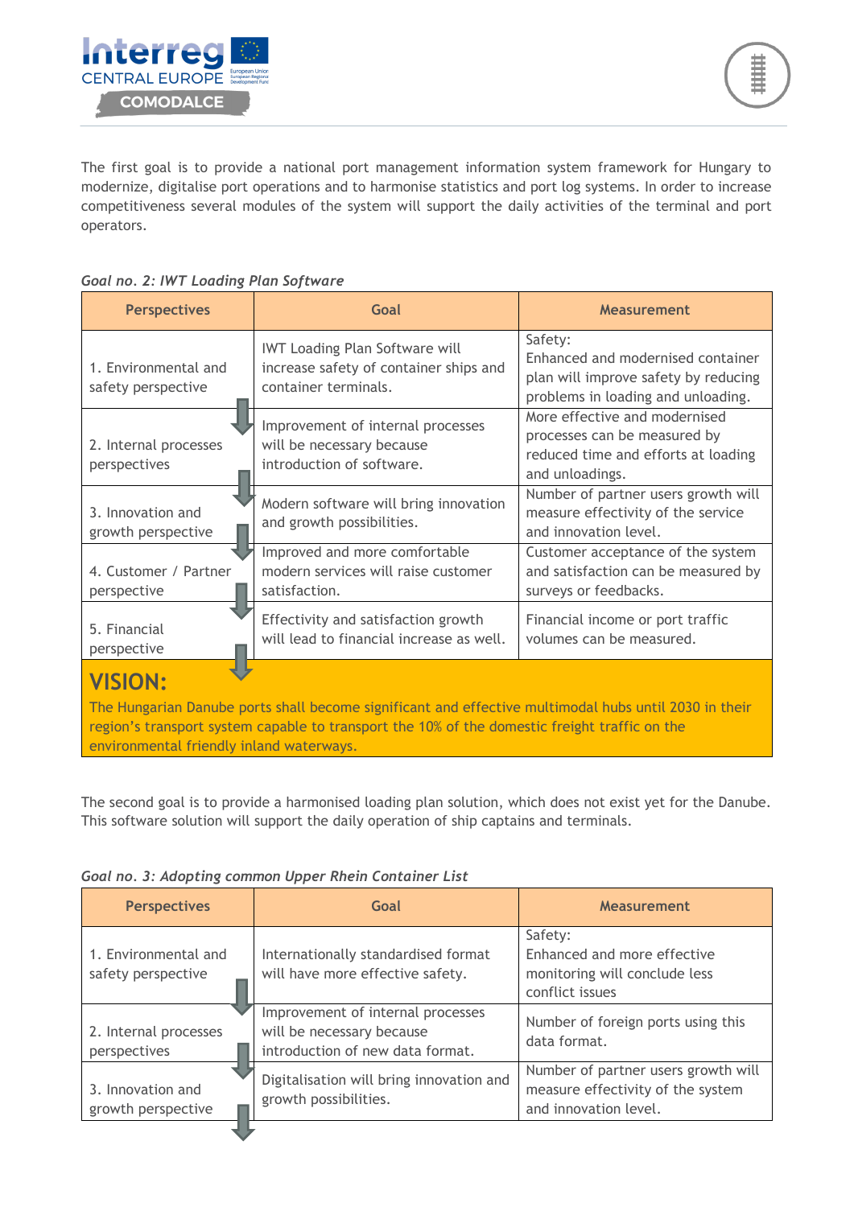The first goal is to provide a national port management information system framework for Hungary to modernize, digitalise port operations and to harmonise statistics and port log systems. In order to increase competitiveness several modules of the system will support the daily activities of the terminal and port operators.

*Goal no. 2: IWT Loading Plan Software*

| Perspectives | Goal | Measurement |
|---|---|---|
| 1. Environmental and safety perspective | IWT Loading Plan Software will increase safety of container ships and container terminals. | Safety: Enhanced and modernised container plan will improve safety by reducing problems in loading and unloading. |
| 2. Internal processes perspectives | Improvement of internal processes will be necessary because introduction of software. | More effective and modernised processes can be measured by reduced time and efforts at loading and unloadings. |
| 3. Innovation and growth perspective | Modern software will bring innovation and growth possibilities. | Number of partner users growth will measure effectivity of the service and innovation level. |
| 4. Customer / Partner perspective | Improved and more comfortable modern services will raise customer satisfaction. | Customer acceptance of the system and satisfaction can be measured by surveys or feedbacks. |
| 5. Financial perspective | Effectivity and satisfaction growth will lead to financial increase as well. | Financial income or port traffic volumes can be measured. |

**VISION:**

The Hungarian Danube ports shall become significant and effective multimodal hubs until 2030 in their region's transport system capable to transport the 10% of the domestic freight traffic on the environmental friendly inland waterways.

The second goal is to provide a harmonised loading plan solution, which does not exist yet for the Danube. This software solution will support the daily operation of ship captains and terminals.

*Goal no. 3: Adopting common Upper Rhein Container List*

| Perspectives | Goal | Measurement |
|---|---|---|
| 1. Environmental and safety perspective | Internationally standardised format will have more effective safety. | Safety: Enhanced and more effective monitoring will conclude less conflict issues |
| 2. Internal processes perspectives | Improvement of internal processes will be necessary because introduction of new data format. | Number of foreign ports using this data format. |
| 3. Innovation and growth perspective | Digitalisation will bring innovation and growth possibilities. | Number of partner users growth will measure effectivity of the system and innovation level. |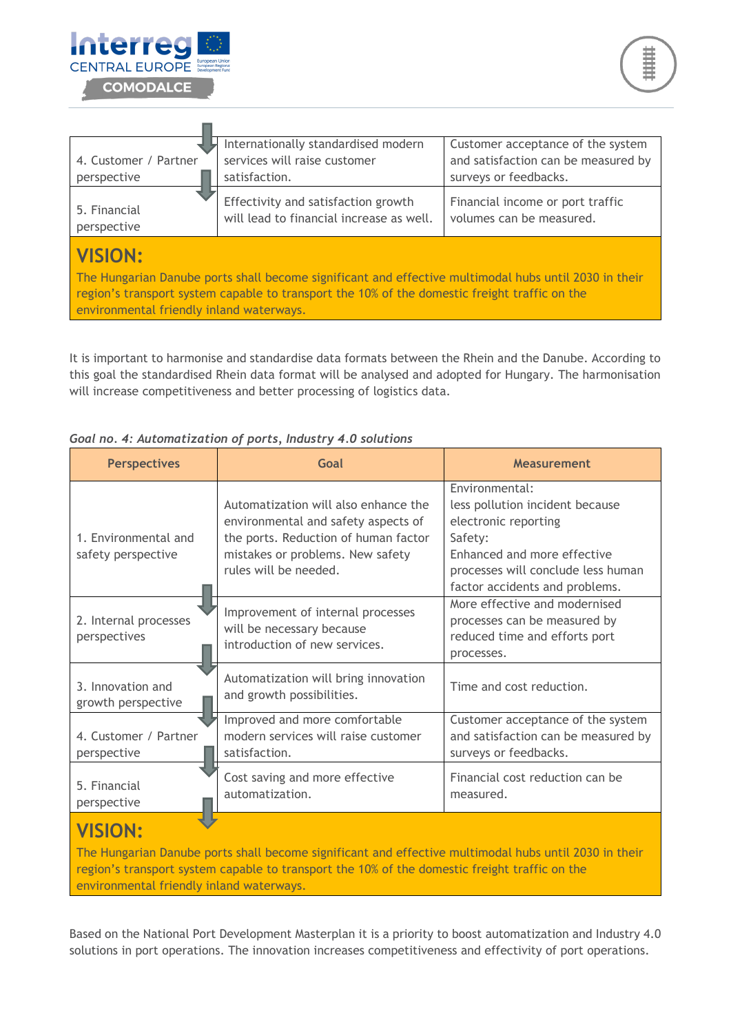| | | |
|---|---|---|
| 4. Customer / Partner perspective | Internationally standardised modern services will raise customer satisfaction. | Customer acceptance of the system and satisfaction can be measured by surveys or feedbacks. |
| 5. Financial perspective | Effectivity and satisfaction growth will lead to financial increase as well. | Financial income or port traffic volumes can be measured. |
| **VISION:** The Hungarian Danube ports shall become significant and effective multimodal hubs until 2030 in their region's transport system capable to transport the 10% of the domestic freight traffic on the environmental friendly inland waterways. | | |

It is important to harmonise and standardise data formats between the Rhein and the Danube. According to this goal the standardised Rhein data format will be analysed and adopted for Hungary. The harmonisation will increase competitiveness and better processing of logistics data.

*Goal no. 4: Automatization of ports, Industry 4.0 solutions*

| Perspectives | Goal | Measurement |
|---|---|---|
| 1. Environmental and safety perspective | Automatization will also enhance the environmental and safety aspects of the ports. Reduction of human factor mistakes or problems. New safety rules will be needed. | Environmental: less pollution incident because electronic reporting Safety: Enhanced and more effective processes will conclude less human factor accidents and problems. |
| 2. Internal processes perspectives | Improvement of internal processes will be necessary because introduction of new services. | More effective and modernised processes can be measured by reduced time and efforts port processes. |
| 3. Innovation and growth perspective | Automatization will bring innovation and growth possibilities. | Time and cost reduction. |
| 4. Customer / Partner perspective | Improved and more comfortable modern services will raise customer satisfaction. | Customer acceptance of the system and satisfaction can be measured by surveys or feedbacks. |
| 5. Financial perspective | Cost saving and more effective automatization. | Financial cost reduction can be measured. |
| **VISION:** The Hungarian Danube ports shall become significant and effective multimodal hubs until 2030 in their region's transport system capable to transport the 10% of the domestic freight traffic on the environmental friendly inland waterways. | | |

Based on the National Port Development Masterplan it is a priority to boost automatization and Industry 4.0 solutions in port operations. The innovation increases competitiveness and effectivity of port operations.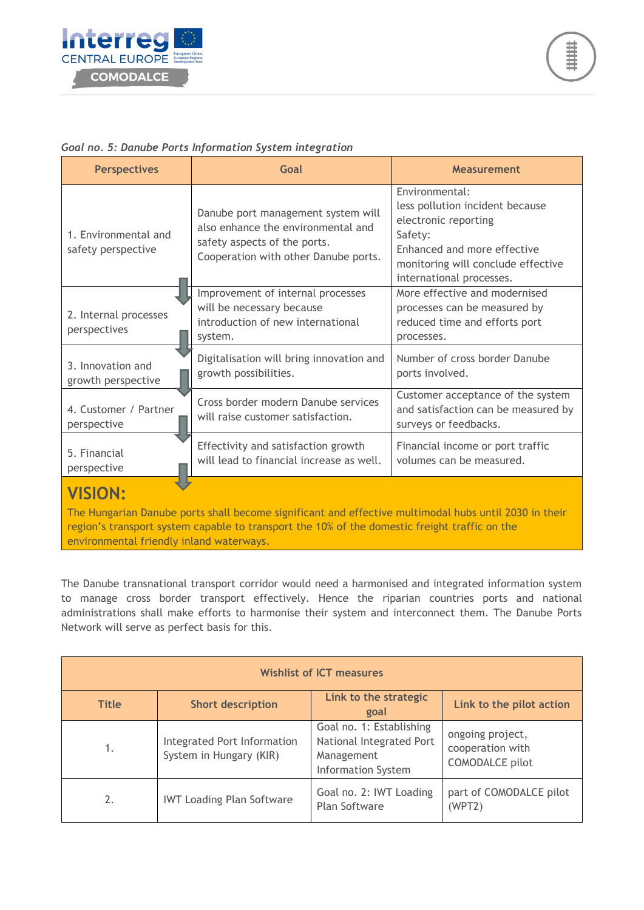*Goal no. 5: Danube Ports Information System integration*

| Perspectives | Goal | Measurement |
|---|---|---|
| 1. Environmental and safety perspective | Danube port management system will also enhance the environmental and safety aspects of the ports. Cooperation with other Danube ports. | Environmental: less pollution incident because electronic reporting Safety: Enhanced and more effective monitoring will conclude effective international processes. |
| 2. Internal processes perspectives | Improvement of internal processes will be necessary because introduction of new international system. | More effective and modernised processes can be measured by reduced time and efforts port processes. |
| 3. Innovation and growth perspective | Digitalisation will bring innovation and growth possibilities. | Number of cross border Danube ports involved. |
| 4. Customer / Partner perspective | Cross border modern Danube services will raise customer satisfaction. | Customer acceptance of the system and satisfaction can be measured by surveys or feedbacks. |
| 5. Financial perspective | Effectivity and satisfaction growth will lead to financial increase as well. | Financial income or port traffic volumes can be measured. |

**VISION:**

The Hungarian Danube ports shall become significant and effective multimodal hubs until 2030 in their region's transport system capable to transport the 10% of the domestic freight traffic on the environmental friendly inland waterways.

The Danube transnational transport corridor would need a harmonised and integrated information system to manage cross border transport effectively. Hence the riparian countries ports and national administrations shall make efforts to harmonise their system and interconnect them. The Danube Ports Network will serve as perfect basis for this.

| Wishlist of ICT measures | | | |
|---|---|---|---|
| **Title** | **Short description** | **Link to the strategic goal** | **Link to the pilot action** |
| 1. | Integrated Port Information System in Hungary (KIR) | Goal no. 1: Establishing National Integrated Port Management Information System | ongoing project, cooperation with COMODALCE pilot |
| 2. | IWT Loading Plan Software | Goal no. 2: IWT Loading Plan Software | part of COMODALCE pilot (WPT2) |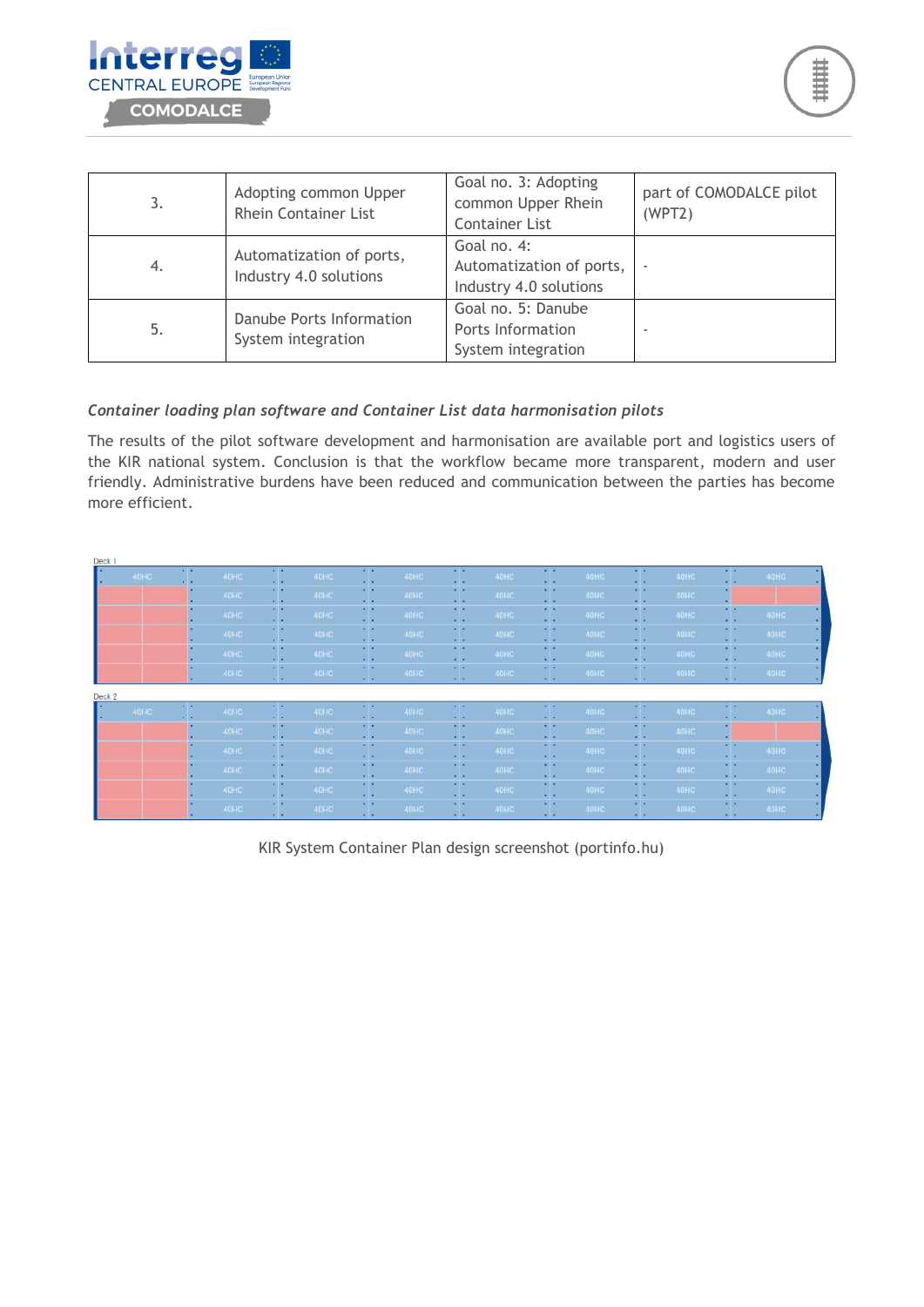| 3. | Adopting common Upper Rhein Container List | Goal no. 3: Adopting common Upper Rhein Container List | part of COMODALCE pilot (WPT2) |
|---|---|---|---|
| 4. | Automatization of ports, Industry 4.0 solutions | Goal no. 4: Automatization of ports, Industry 4.0 solutions | - |
| 5. | Danube Ports Information System integration | Goal no. 5: Danube Ports Information System integration | - |

*Container loading plan software and Container List data harmonisation pilots*

The results of the pilot software development and harmonisation are available port and logistics users of the KIR national system. Conclusion is that the workflow became more transparent, modern and user friendly. Administrative burdens have been reduced and communication between the parties has become more efficient.

KIR System Container Plan design screenshot (portinfo.hu)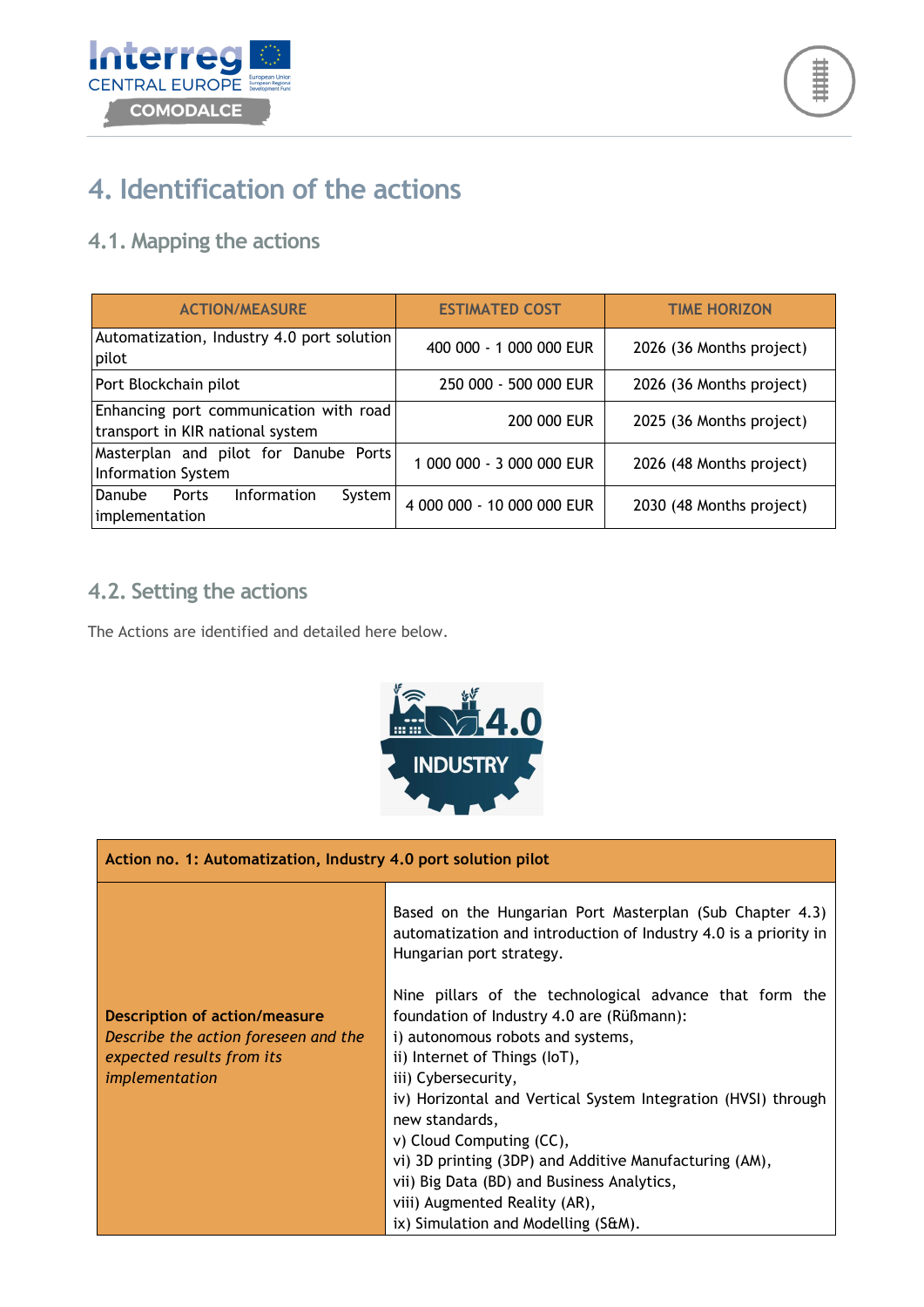# 4. Identification of the actions

## 4.1. Mapping the actions

| ACTION/MEASURE | ESTIMATED COST | TIME HORIZON |
|---|---|---|
| Automatization, Industry 4.0 port solution pilot | 400 000 - 1 000 000 EUR | 2026 (36 Months project) |
| Port Blockchain pilot | 250 000 - 500 000 EUR | 2026 (36 Months project) |
| Enhancing port communication with road transport in KIR national system | 200 000 EUR | 2025 (36 Months project) |
| Masterplan and pilot for Danube Ports Information System | 1 000 000 - 3 000 000 EUR | 2026 (48 Months project) |
| Danube Ports Information System implementation | 4 000 000 - 10 000 000 EUR | 2030 (48 Months project) |

## 4.2. Setting the actions

The Actions are identified and detailed here below.

| **Action no. 1: Automatization, Industry 4.0 port solution pilot** | |
|---|---|
| **Description of action/measure** *Describe the action foreseen and the expected results from its implementation* | Based on the Hungarian Port Masterplan (Sub Chapter 4.3) automatization and introduction of Industry 4.0 is a priority in Hungarian port strategy.<br><br>Nine pillars of the technological advance that form the foundation of Industry 4.0 are (Rüßmann):<br>i) autonomous robots and systems,<br>ii) Internet of Things (IoT),<br>iii) Cybersecurity,<br>iv) Horizontal and Vertical System Integration (HVSI) through new standards,<br>v) Cloud Computing (CC),<br>vi) 3D printing (3DP) and Additive Manufacturing (AM),<br>vii) Big Data (BD) and Business Analytics,<br>viii) Augmented Reality (AR),<br>ix) Simulation and Modelling (S&M). |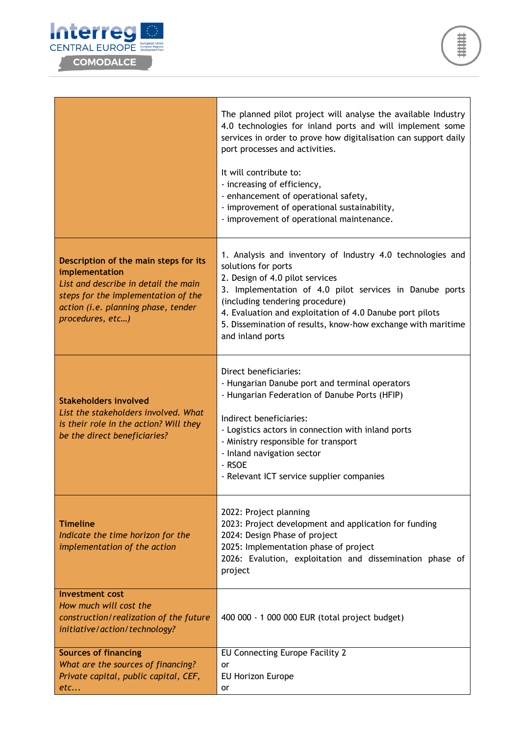| | |
|---|---|
| | The planned pilot project will analyse the available Industry 4.0 technologies for inland ports and will implement some services in order to prove how digitalisation can support daily port processes and activities.<br><br>It will contribute to:<br>- increasing of efficiency,<br>- enhancement of operational safety,<br>- improvement of operational sustainability,<br>- improvement of operational maintenance. |
| **Description of the main steps for its implementation**<br>*List and describe in detail the main steps for the implementation of the action (i.e. planning phase, tender procedures, etc…)* | 1. Analysis and inventory of Industry 4.0 technologies and solutions for ports<br>2. Design of 4.0 pilot services<br>3. Implementation of 4.0 pilot services in Danube ports (including tendering procedure)<br>4. Evaluation and exploitation of 4.0 Danube port pilots<br>5. Dissemination of results, know-how exchange with maritime and inland ports |
| **Stakeholders involved**<br>*List the stakeholders involved. What is their role in the action? Will they be the direct beneficiaries?* | Direct beneficiaries:<br>- Hungarian Danube port and terminal operators<br>- Hungarian Federation of Danube Ports (HFIP)<br><br>Indirect beneficiaries:<br>- Logistics actors in connection with inland ports<br>- Ministry responsible for transport<br>- Inland navigation sector<br>- RSOE<br>- Relevant ICT service supplier companies |
| **Timeline**<br>*Indicate the time horizon for the implementation of the action* | 2022: Project planning<br>2023: Project development and application for funding<br>2024: Design Phase of project<br>2025: Implementation phase of project<br>2026: Evalution, exploitation and dissemination phase of project |
| **Investment cost**<br>*How much will cost the construction/realization of the future initiative/action/technology?* | 400 000 - 1 000 000 EUR (total project budget) |
| **Sources of financing**<br>*What are the sources of financing? Private capital, public capital, CEF, etc...* | EU Connecting Europe Facility 2<br>or<br>EU Horizon Europe<br>or |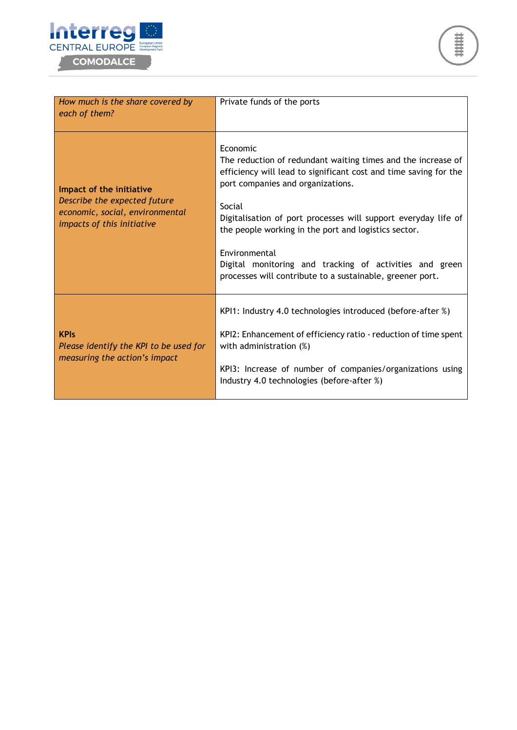| | |
|---|---|
| *How much is the share covered by each of them?* | Private funds of the ports |
| **Impact of the initiative** *Describe the expected future economic, social, environmental impacts of this initiative* | Economic<br>The reduction of redundant waiting times and the increase of efficiency will lead to significant cost and time saving for the port companies and organizations.<br><br>Social<br>Digitalisation of port processes will support everyday life of the people working in the port and logistics sector.<br><br>Environmental<br>Digital monitoring and tracking of activities and green processes will contribute to a sustainable, greener port. |
| **KPIs** *Please identify the KPI to be used for measuring the action's impact* | KPI1: Industry 4.0 technologies introduced (before-after %)<br><br>KPI2: Enhancement of efficiency ratio - reduction of time spent with administration (%)<br><br>KPI3: Increase of number of companies/organizations using Industry 4.0 technologies (before-after %) |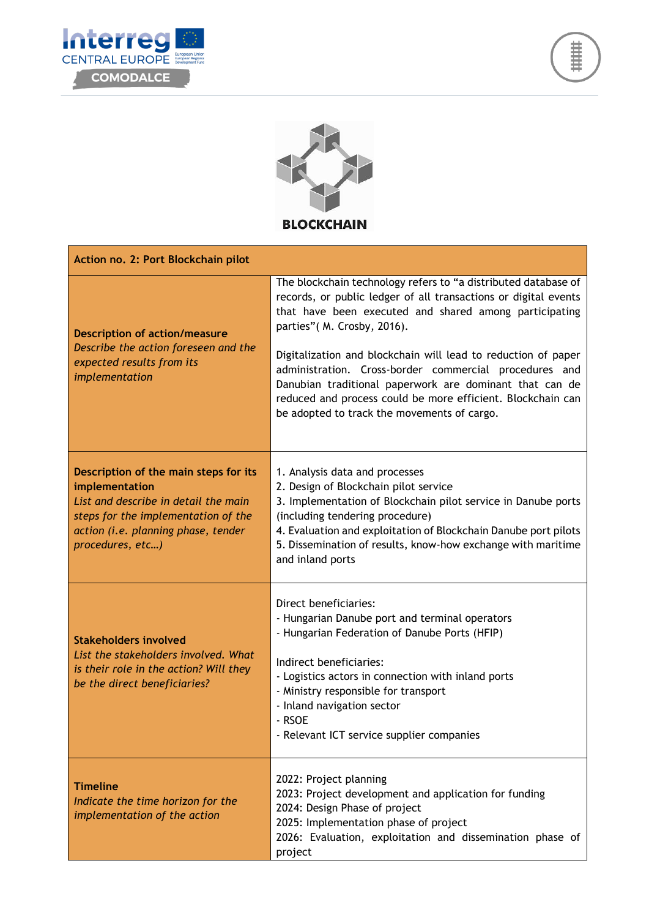BLOCKCHAIN

| Action no. 2: Port Blockchain pilot | |
|---|---|
| **Description of action/measure** *Describe the action foreseen and the expected results from its implementation* | The blockchain technology refers to "a distributed database of records, or public ledger of all transactions or digital events that have been executed and shared among participating parties"( M. Crosby, 2016).<br><br>Digitalization and blockchain will lead to reduction of paper administration. Cross-border commercial procedures and Danubian traditional paperwork are dominant that can de reduced and process could be more efficient. Blockchain can be adopted to track the movements of cargo. |
| **Description of the main steps for its implementation** *List and describe in detail the main steps for the implementation of the action (i.e. planning phase, tender procedures, etc…)* | 1. Analysis data and processes<br>2. Design of Blockchain pilot service<br>3. Implementation of Blockchain pilot service in Danube ports (including tendering procedure)<br>4. Evaluation and exploitation of Blockchain Danube port pilots<br>5. Dissemination of results, know-how exchange with maritime and inland ports |
| **Stakeholders involved** *List the stakeholders involved. What is their role in the action? Will they be the direct beneficiaries?* | Direct beneficiaries:<br>- Hungarian Danube port and terminal operators<br>- Hungarian Federation of Danube Ports (HFIP)<br><br>Indirect beneficiaries:<br>- Logistics actors in connection with inland ports<br>- Ministry responsible for transport<br>- Inland navigation sector<br>- RSOE<br>- Relevant ICT service supplier companies |
| **Timeline** *Indicate the time horizon for the implementation of the action* | 2022: Project planning<br>2023: Project development and application for funding<br>2024: Design Phase of project<br>2025: Implementation phase of project<br>2026: Evaluation, exploitation and dissemination phase of project |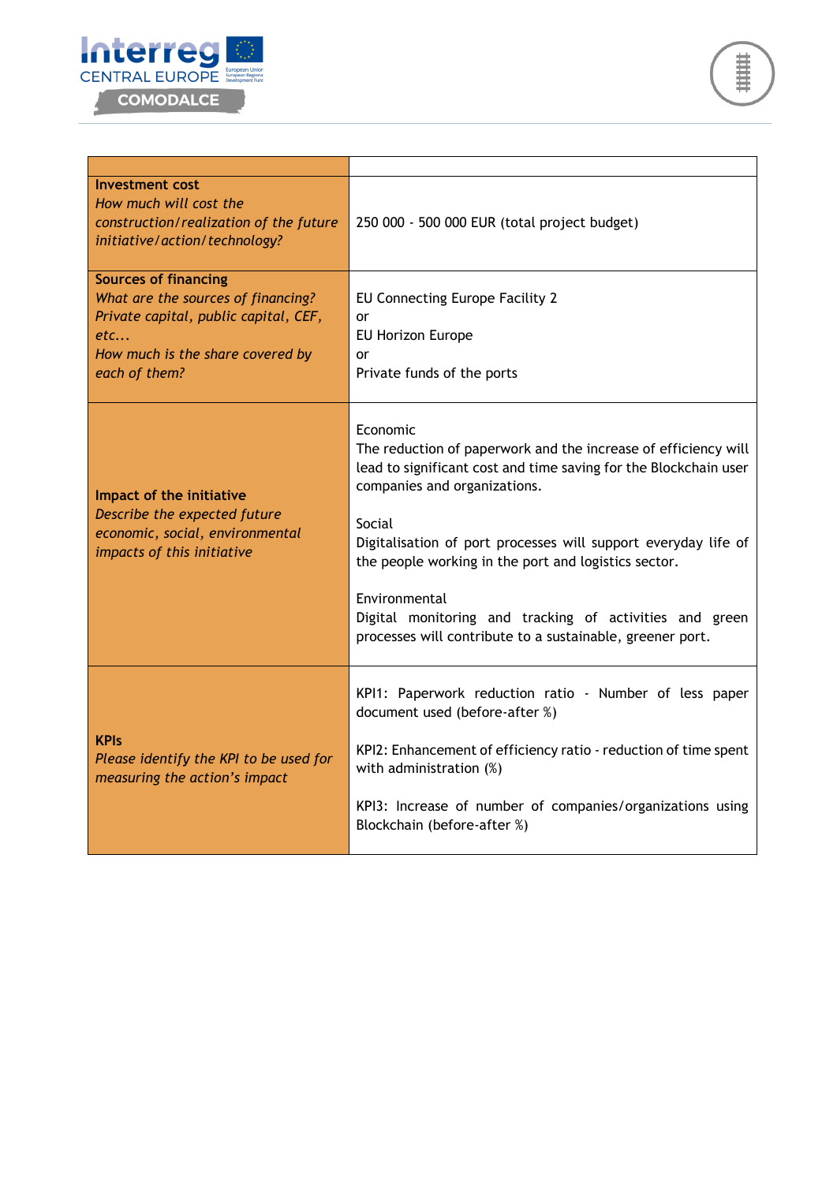| | |
|---|---|
| **Investment cost**<br>*How much will cost the construction/realization of the future initiative/action/technology?* | 250 000 - 500 000 EUR (total project budget) |
| **Sources of financing**<br>*What are the sources of financing? Private capital, public capital, CEF, etc...*<br>*How much is the share covered by each of them?* | EU Connecting Europe Facility 2<br>or<br>EU Horizon Europe<br>or<br>Private funds of the ports |
| **Impact of the initiative**<br>*Describe the expected future economic, social, environmental impacts of this initiative* | Economic<br>The reduction of paperwork and the increase of efficiency will lead to significant cost and time saving for the Blockchain user companies and organizations.<br><br>Social<br>Digitalisation of port processes will support everyday life of the people working in the port and logistics sector.<br><br>Environmental<br>Digital monitoring and tracking of activities and green processes will contribute to a sustainable, greener port. |
| **KPIs**<br>*Please identify the KPI to be used for measuring the action's impact* | KPI1: Paperwork reduction ratio - Number of less paper document used (before-after %)<br><br>KPI2: Enhancement of efficiency ratio - reduction of time spent with administration (%)<br><br>KPI3: Increase of number of companies/organizations using Blockchain (before-after %) |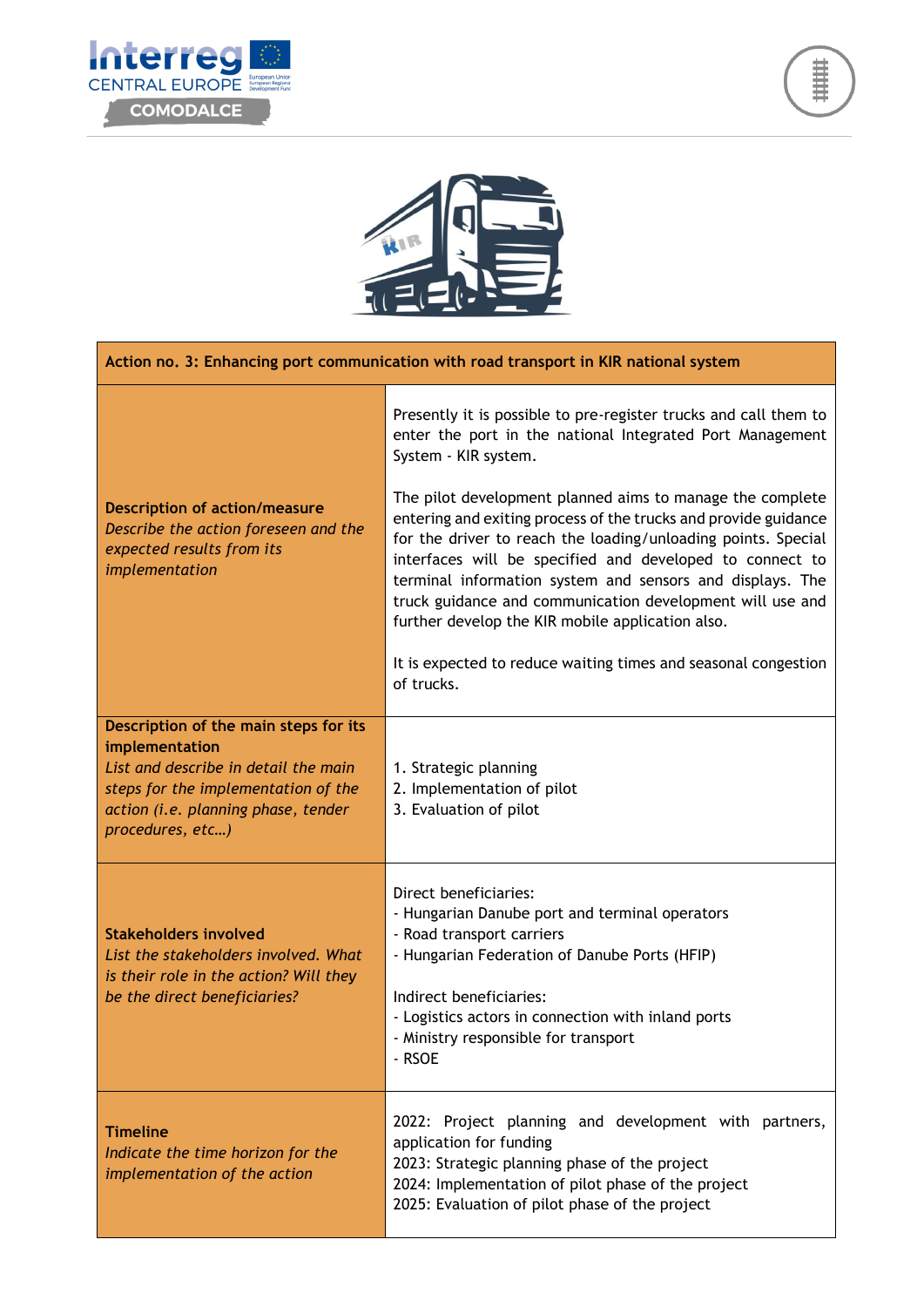| Action no. 3: Enhancing port communication with road transport in KIR national system | |
|---|---|
| **Description of action/measure**<br>*Describe the action foreseen and the expected results from its implementation* | Presently it is possible to pre-register trucks and call them to enter the port in the national Integrated Port Management System - KIR system.<br><br>The pilot development planned aims to manage the complete entering and exiting process of the trucks and provide guidance for the driver to reach the loading/unloading points. Special interfaces will be specified and developed to connect to terminal information system and sensors and displays. The truck guidance and communication development will use and further develop the KIR mobile application also.<br><br>It is expected to reduce waiting times and seasonal congestion of trucks. |
| **Description of the main steps for its implementation**<br>*List and describe in detail the main steps for the implementation of the action (i.e. planning phase, tender procedures, etc…)* | 1. Strategic planning<br>2. Implementation of pilot<br>3. Evaluation of pilot |
| **Stakeholders involved**<br>*List the stakeholders involved. What is their role in the action? Will they be the direct beneficiaries?* | Direct beneficiaries:<br>- Hungarian Danube port and terminal operators<br>- Road transport carriers<br>- Hungarian Federation of Danube Ports (HFIP)<br><br>Indirect beneficiaries:<br>- Logistics actors in connection with inland ports<br>- Ministry responsible for transport<br>- RSOE |
| **Timeline**<br>*Indicate the time horizon for the implementation of the action* | 2022: Project planning and development with partners, application for funding<br>2023: Strategic planning phase of the project<br>2024: Implementation of pilot phase of the project<br>2025: Evaluation of pilot phase of the project |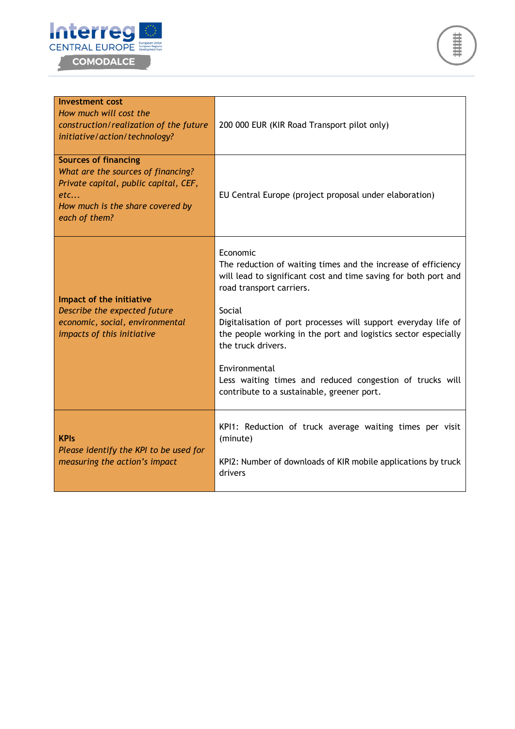| **Investment cost**<br>*How much will cost the construction/realization of the future initiative/action/technology?* | 200 000 EUR (KIR Road Transport pilot only) |
|---|---|
| **Sources of financing**<br>*What are the sources of financing? Private capital, public capital, CEF, etc...*<br>*How much is the share covered by each of them?* | EU Central Europe (project proposal under elaboration) |
| **Impact of the initiative**<br>*Describe the expected future economic, social, environmental impacts of this initiative* | Economic<br>The reduction of waiting times and the increase of efficiency will lead to significant cost and time saving for both port and road transport carriers.<br><br>Social<br>Digitalisation of port processes will support everyday life of the people working in the port and logistics sector especially the truck drivers.<br><br>Environmental<br>Less waiting times and reduced congestion of trucks will contribute to a sustainable, greener port. |
| **KPIs**<br>*Please identify the KPI to be used for measuring the action's impact* | KPI1: Reduction of truck average waiting times per visit (minute)<br><br>KPI2: Number of downloads of KIR mobile applications by truck drivers |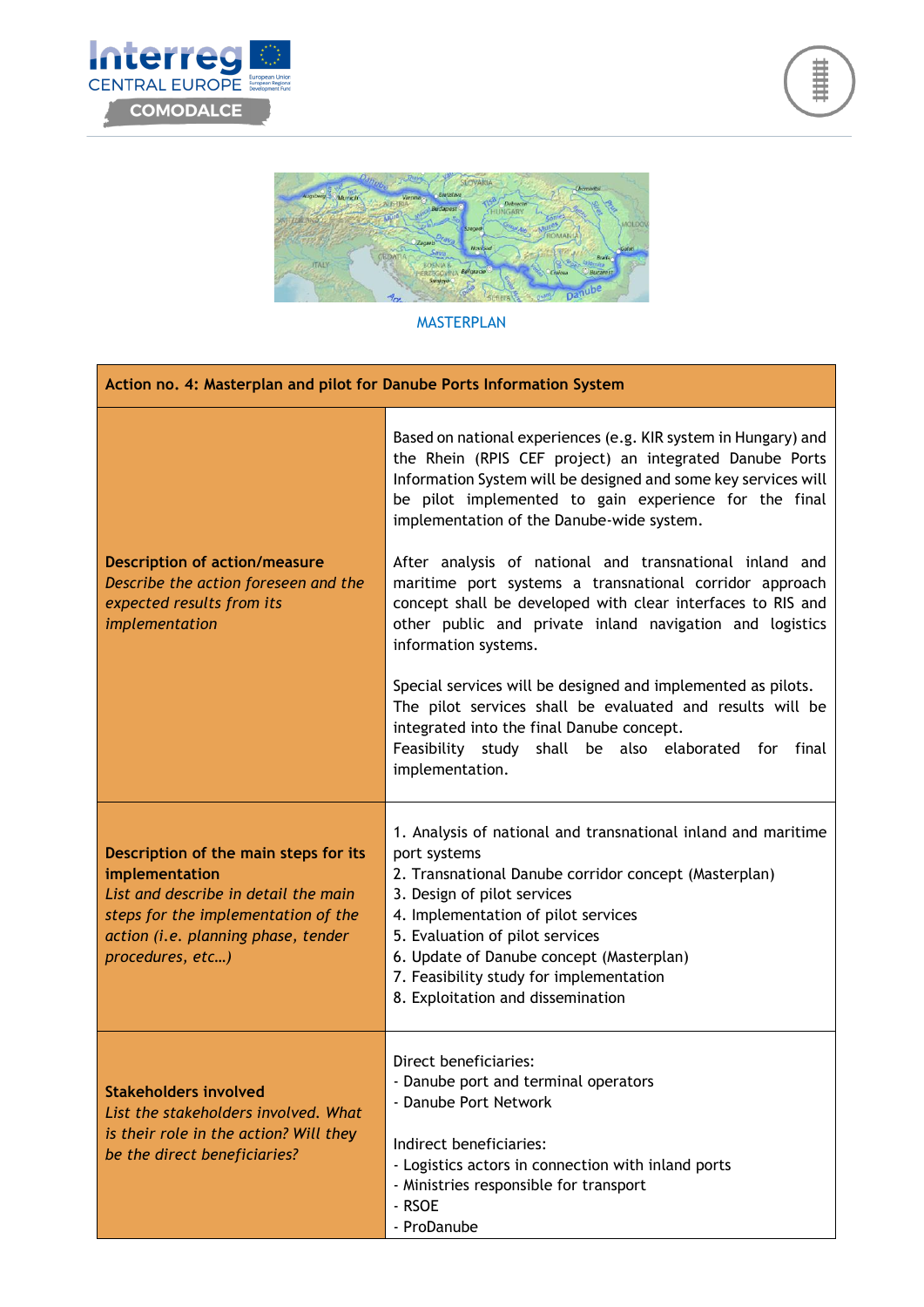MASTERPLAN

| Action no. 4: Masterplan and pilot for Danube Ports Information System | |
| --- | --- |
| **Description of action/measure**<br>*Describe the action foreseen and the expected results from its implementation* | Based on national experiences (e.g. KIR system in Hungary) and the Rhein (RPIS CEF project) an integrated Danube Ports Information System will be designed and some key services will be pilot implemented to gain experience for the final implementation of the Danube-wide system.<br><br>After analysis of national and transnational inland and maritime port systems a transnational corridor approach concept shall be developed with clear interfaces to RIS and other public and private inland navigation and logistics information systems.<br><br>Special services will be designed and implemented as pilots. The pilot services shall be evaluated and results will be integrated into the final Danube concept.<br>Feasibility study shall be also elaborated for final implementation. |
| **Description of the main steps for its implementation**<br>*List and describe in detail the main steps for the implementation of the action (i.e. planning phase, tender procedures, etc…)* | 1. Analysis of national and transnational inland and maritime port systems<br>2. Transnational Danube corridor concept (Masterplan)<br>3. Design of pilot services<br>4. Implementation of pilot services<br>5. Evaluation of pilot services<br>6. Update of Danube concept (Masterplan)<br>7. Feasibility study for implementation<br>8. Exploitation and dissemination |
| **Stakeholders involved**<br>*List the stakeholders involved. What is their role in the action? Will they be the direct beneficiaries?* | Direct beneficiaries:<br>- Danube port and terminal operators<br>- Danube Port Network<br><br>Indirect beneficiaries:<br>- Logistics actors in connection with inland ports<br>- Ministries responsible for transport<br>- RSOE<br>- ProDanube |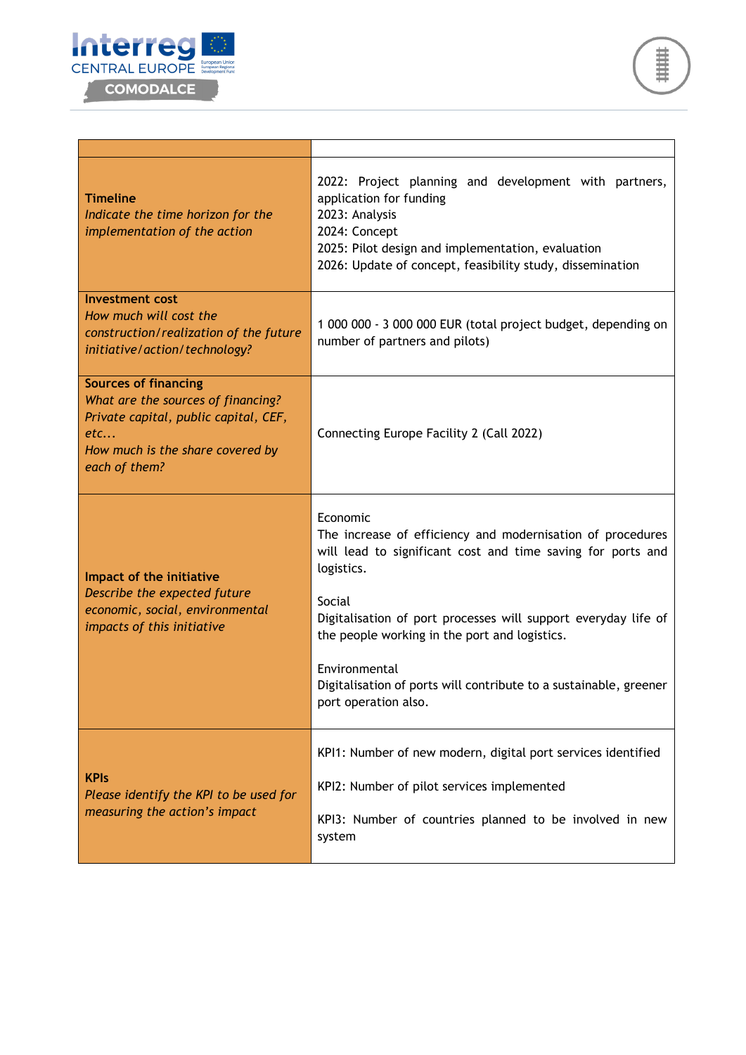| | |
|---|---|
| **Timeline**<br>*Indicate the time horizon for the implementation of the action* | 2022: Project planning and development with partners, application for funding<br>2023: Analysis<br>2024: Concept<br>2025: Pilot design and implementation, evaluation<br>2026: Update of concept, feasibility study, dissemination |
| **Investment cost**<br>*How much will cost the construction/realization of the future initiative/action/technology?* | 1 000 000 - 3 000 000 EUR (total project budget, depending on number of partners and pilots) |
| **Sources of financing**<br>*What are the sources of financing? Private capital, public capital, CEF, etc...*<br>*How much is the share covered by each of them?* | Connecting Europe Facility 2 (Call 2022) |
| **Impact of the initiative**<br>*Describe the expected future economic, social, environmental impacts of this initiative* | Economic<br>The increase of efficiency and modernisation of procedures will lead to significant cost and time saving for ports and logistics.<br><br>Social<br>Digitalisation of port processes will support everyday life of the people working in the port and logistics.<br><br>Environmental<br>Digitalisation of ports will contribute to a sustainable, greener port operation also. |
| **KPIs**<br>*Please identify the KPI to be used for measuring the action's impact* | KPI1: Number of new modern, digital port services identified<br><br>KPI2: Number of pilot services implemented<br><br>KPI3: Number of countries planned to be involved in new system |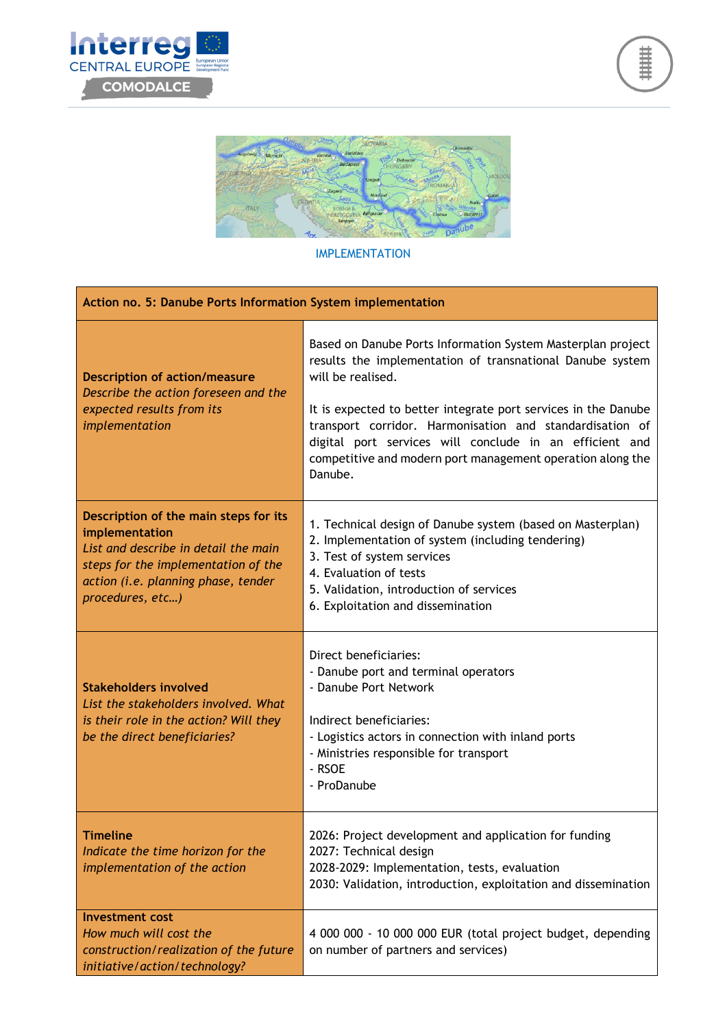IMPLEMENTATION

| Action no. 5: Danube Ports Information System implementation | |
|---|---|
| **Description of action/measure** *Describe the action foreseen and the expected results from its implementation* | Based on Danube Ports Information System Masterplan project results the implementation of transnational Danube system will be realised.<br><br>It is expected to better integrate port services in the Danube transport corridor. Harmonisation and standardisation of digital port services will conclude in an efficient and competitive and modern port management operation along the Danube. |
| **Description of the main steps for its implementation** *List and describe in detail the main steps for the implementation of the action (i.e. planning phase, tender procedures, etc…)* | 1. Technical design of Danube system (based on Masterplan)<br>2. Implementation of system (including tendering)<br>3. Test of system services<br>4. Evaluation of tests<br>5. Validation, introduction of services<br>6. Exploitation and dissemination |
| **Stakeholders involved** *List the stakeholders involved. What is their role in the action? Will they be the direct beneficiaries?* | Direct beneficiaries:<br>- Danube port and terminal operators<br>- Danube Port Network<br><br>Indirect beneficiaries:<br>- Logistics actors in connection with inland ports<br>- Ministries responsible for transport<br>- RSOE<br>- ProDanube |
| **Timeline** *Indicate the time horizon for the implementation of the action* | 2026: Project development and application for funding<br>2027: Technical design<br>2028-2029: Implementation, tests, evaluation<br>2030: Validation, introduction, exploitation and dissemination |
| **Investment cost** *How much will cost the construction/realization of the future initiative/action/technology?* | 4 000 000 - 10 000 000 EUR (total project budget, depending on number of partners and services) |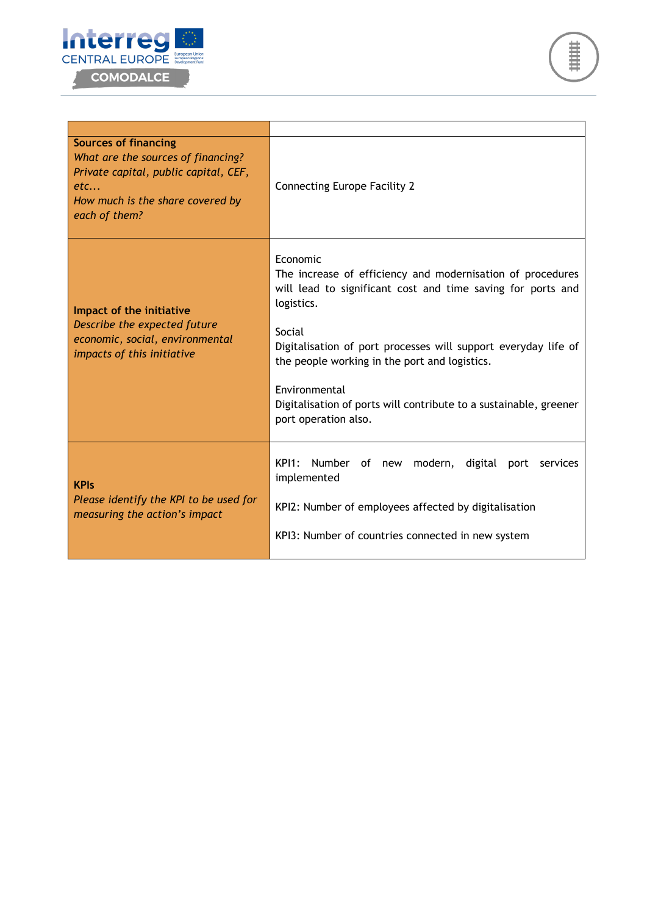| | |
|---|---|
| **Sources of financing**<br>*What are the sources of financing? Private capital, public capital, CEF, etc...*<br>*How much is the share covered by each of them?* | Connecting Europe Facility 2 |
| **Impact of the initiative**<br>*Describe the expected future economic, social, environmental impacts of this initiative* | Economic<br>The increase of efficiency and modernisation of procedures will lead to significant cost and time saving for ports and logistics.<br><br>Social<br>Digitalisation of port processes will support everyday life of the people working in the port and logistics.<br><br>Environmental<br>Digitalisation of ports will contribute to a sustainable, greener port operation also. |
| **KPIs**<br>*Please identify the KPI to be used for measuring the action's impact* | KPI1: Number of new modern, digital port services implemented<br><br>KPI2: Number of employees affected by digitalisation<br><br>KPI3: Number of countries connected in new system |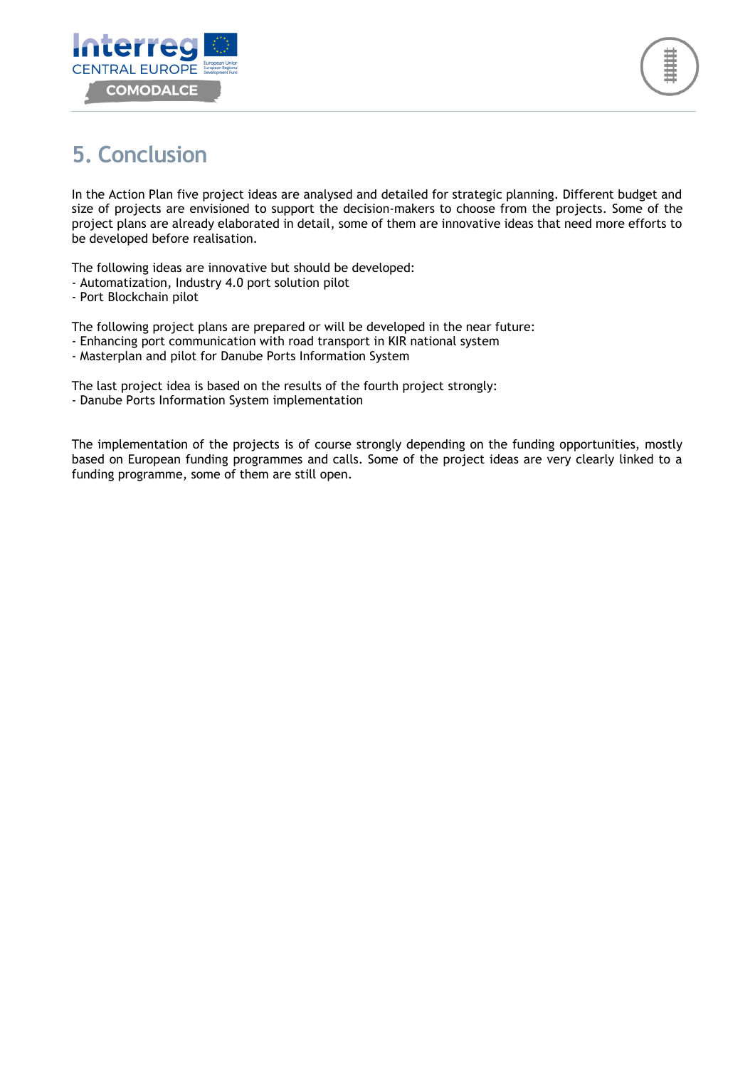# 5. Conclusion

In the Action Plan five project ideas are analysed and detailed for strategic planning. Different budget and size of projects are envisioned to support the decision-makers to choose from the projects. Some of the project plans are already elaborated in detail, some of them are innovative ideas that need more efforts to be developed before realisation.

The following ideas are innovative but should be developed:
- Automatization, Industry 4.0 port solution pilot
- Port Blockchain pilot

The following project plans are prepared or will be developed in the near future:
- Enhancing port communication with road transport in KIR national system
- Masterplan and pilot for Danube Ports Information System

The last project idea is based on the results of the fourth project strongly:
- Danube Ports Information System implementation

The implementation of the projects is of course strongly depending on the funding opportunities, mostly based on European funding programmes and calls. Some of the project ideas are very clearly linked to a funding programme, some of them are still open.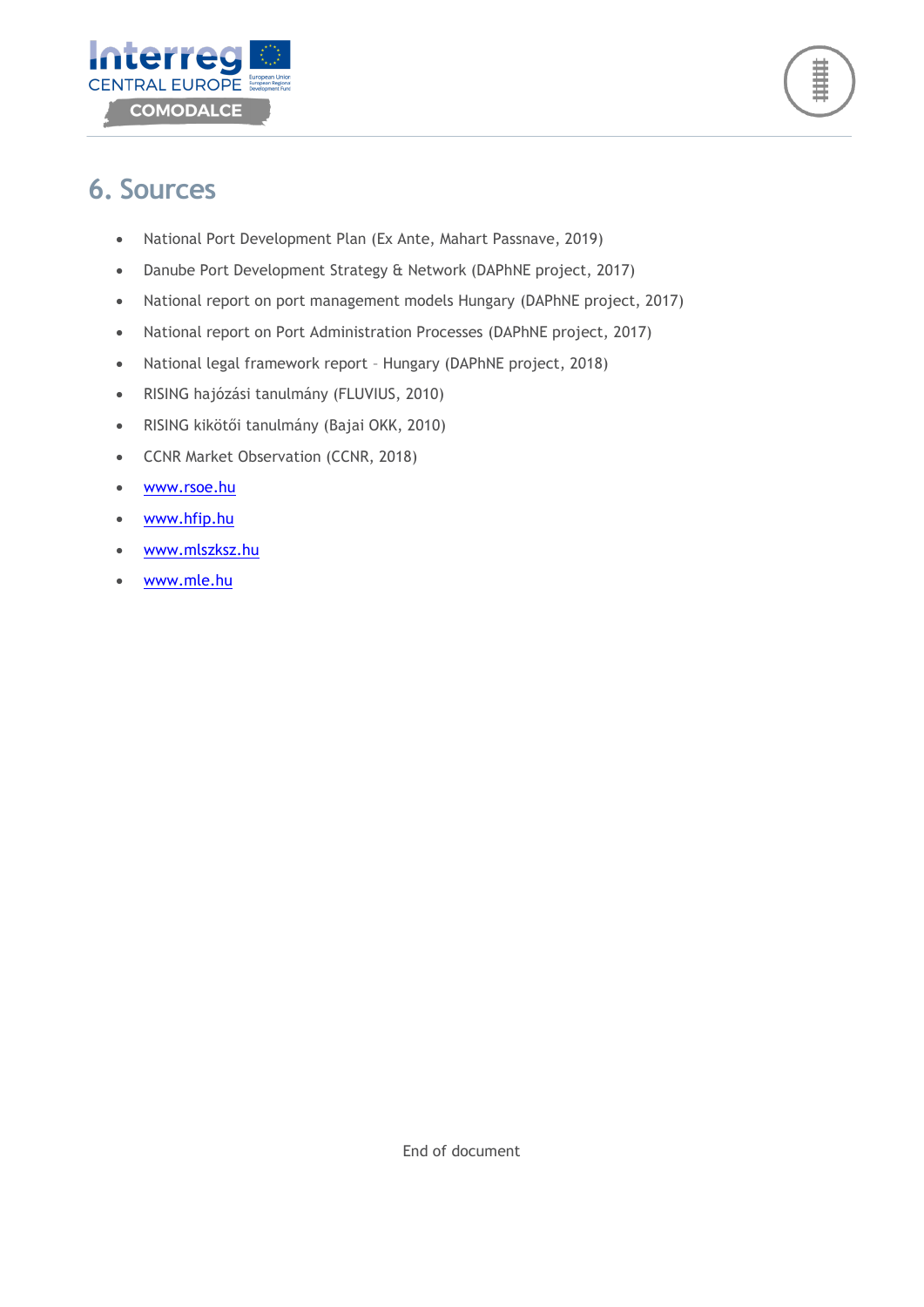## 6. Sources

- National Port Development Plan (Ex Ante, Mahart Passnave, 2019)
- Danube Port Development Strategy & Network (DAPhNE project, 2017)
- National report on port management models Hungary (DAPhNE project, 2017)
- National report on Port Administration Processes (DAPhNE project, 2017)
- National legal framework report – Hungary (DAPhNE project, 2018)
- RISING hajózási tanulmány (FLUVIUS, 2010)
- RISING kikötői tanulmány (Bajai OKK, 2010)
- CCNR Market Observation (CCNR, 2018)
- www.rsoe.hu
- www.hfip.hu
- www.mlszksz.hu
- www.mle.hu

End of document